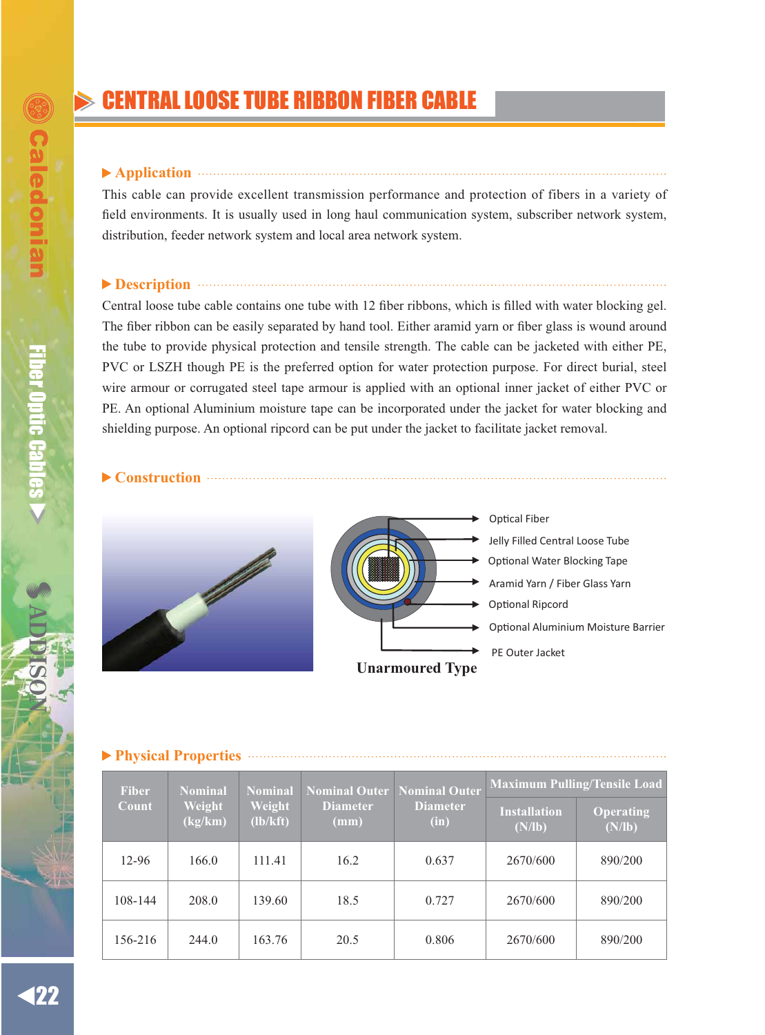# CENTRAL LOOSE TUBE RIBBON FIBER CABLE

## Application

This cable can provide excellent transmission performance and protection of fibers in a variety of field environments. It is usually used in long haul communication system, subscriber network system, distribution, feeder network system and local area network system.

## Description

Central loose tube cable contains one tube with 12 fiber ribbons, which is filled with water blocking gel. The fiber ribbon can be easily separated by hand tool. Either aramid yarn or fiber glass is wound around the tube to provide physical protection and tensile strength. The cable can be jacketed with either PE, PVC or LSZH though PE is the preferred option for water protection purpose. For direct burial, steel wire armour or corrugated steel tape armour is applied with an optional inner jacket of either PVC or PE. An optional Aluminium moisture tape can be incorporated under the jacket for water blocking and shielding purpose. An optional ripcord can be put under the jacket to facilitate jacket removal.

## Construction

- Optical Fiber
- Jelly Filled Central Loose Tube
- Optional Water Blocking Tape
- Aramid Yarn / Fiber Glass Yarn
- Optional Ripcord
- Optional Aluminium Moisture Barrier
- PE Outer Jacket

**Unarmoured Type**

## Physical Properties

| Fiber Count | Nominal Weight (kg/km) | Nominal Weight (lb/kft) | Nominal Outer Diameter (mm) | Nominal Outer Diameter (in) | Maximum Pulling/Tensile Load | |
|---|---|---|---|---|---|---|
| | | | | | Installation (N/lb) | Operating (N/lb) |
| 12-96 | 166.0 | 111.41 | 16.2 | 0.637 | 2670/600 | 890/200 |
| 108-144 | 208.0 | 139.60 | 18.5 | 0.727 | 2670/600 | 890/200 |
| 156-216 | 244.0 | 163.76 | 20.5 | 0.806 | 2670/600 | 890/200 |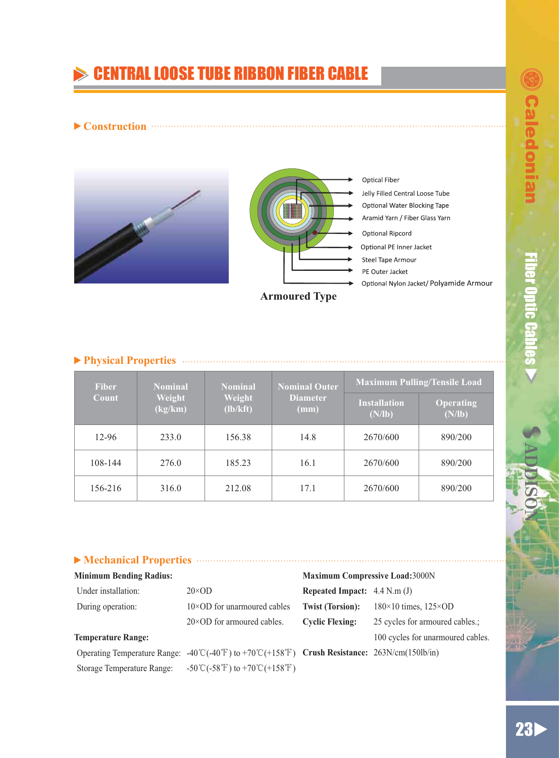# CENTRAL LOOSE TUBE RIBBON FIBER CABLE

## ▶ Construction

- Optical Fiber
- Jelly Filled Central Loose Tube
- Optional Water Blocking Tape
- Aramid Yarn / Fiber Glass Yarn
- Optional Ripcord
- Optional PE Inner Jacket
- Steel Tape Armour
- PE Outer Jacket
- Optional Nylon Jacket/ Polyamide Armour

**Armoured Type**

## ▶ Physical Properties

| Fiber Count | Nominal Weight (kg/km) | Nominal Weight (lb/kft) | Nominal Outer Diameter (mm) | Maximum Pulling/Tensile Load | |
|---|---|---|---|---|---|
| | | | | Installation (N/lb) | Operating (N/lb) |
| 12-96 | 233.0 | 156.38 | 14.8 | 2670/600 | 890/200 |
| 108-144 | 276.0 | 185.23 | 16.1 | 2670/600 | 890/200 |
| 156-216 | 316.0 | 212.08 | 17.1 | 2670/600 | 890/200 |

## ▶ Mechanical Properties

**Minimum Bending Radius:**

- Under installation: 20×OD
- During operation: 10×OD for unarmoured cables; 20×OD for armoured cables.

**Temperature Range:**

- Operating Temperature Range: -40℃(-40℉) to +70℃(+158℉)
- Storage Temperature Range: -50℃(-58℉) to +70℃(+158℉)

**Maximum Compressive Load:** 3000N

**Repeated Impact:** 4.4 N.m (J)

**Twist (Torsion):** 180×10 times, 125×OD

**Cyclic Flexing:** 25 cycles for armoured cables.; 100 cycles for unarmoured cables.

**Crush Resistance:** 263N/cm(150lb/in)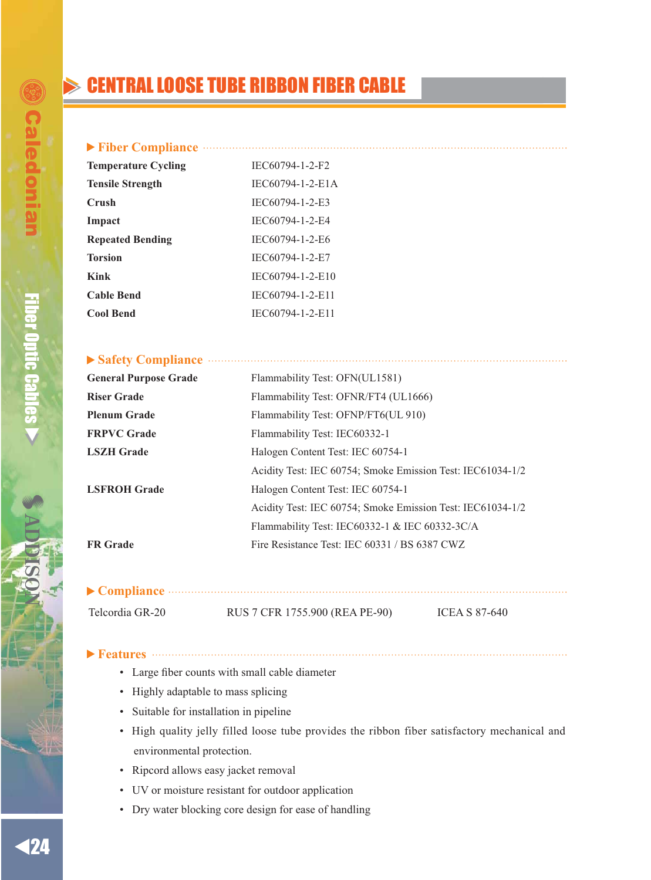# CENTRAL LOOSE TUBE RIBBON FIBER CABLE

## Fiber Compliance

| | |
|---|---|
| **Temperature Cycling** | IEC60794-1-2-F2 |
| **Tensile Strength** | IEC60794-1-2-E1A |
| **Crush** | IEC60794-1-2-E3 |
| **Impact** | IEC60794-1-2-E4 |
| **Repeated Bending** | IEC60794-1-2-E6 |
| **Torsion** | IEC60794-1-2-E7 |
| **Kink** | IEC60794-1-2-E10 |
| **Cable Bend** | IEC60794-1-2-E11 |
| **Cool Bend** | IEC60794-1-2-E11 |

## Safety Compliance

| | |
|---|---|
| **General Purpose Grade** | Flammability Test: OFN(UL1581) |
| **Riser Grade** | Flammability Test: OFNR/FT4 (UL1666) |
| **Plenum Grade** | Flammability Test: OFNP/FT6(UL 910) |
| **FRPVC Grade** | Flammability Test: IEC60332-1 |
| **LSZH Grade** | Halogen Content Test: IEC 60754-1 |
| | Acidity Test: IEC 60754; Smoke Emission Test: IEC61034-1/2 |
| **LSFROH Grade** | Halogen Content Test: IEC 60754-1 |
| | Acidity Test: IEC 60754; Smoke Emission Test: IEC61034-1/2 |
| | Flammability Test: IEC60332-1 & IEC 60332-3C/A |
| **FR Grade** | Fire Resistance Test: IEC 60331 / BS 6387 CWZ |

## Compliance

Telcordia GR-20 | RUS 7 CFR 1755.900 (REA PE-90) | ICEA S 87-640

## Features

- Large fiber counts with small cable diameter
- Highly adaptable to mass splicing
- Suitable for installation in pipeline
- High quality jelly filled loose tube provides the ribbon fiber satisfactory mechanical and environmental protection.
- Ripcord allows easy jacket removal
- UV or moisture resistant for outdoor application
- Dry water blocking core design for ease of handling